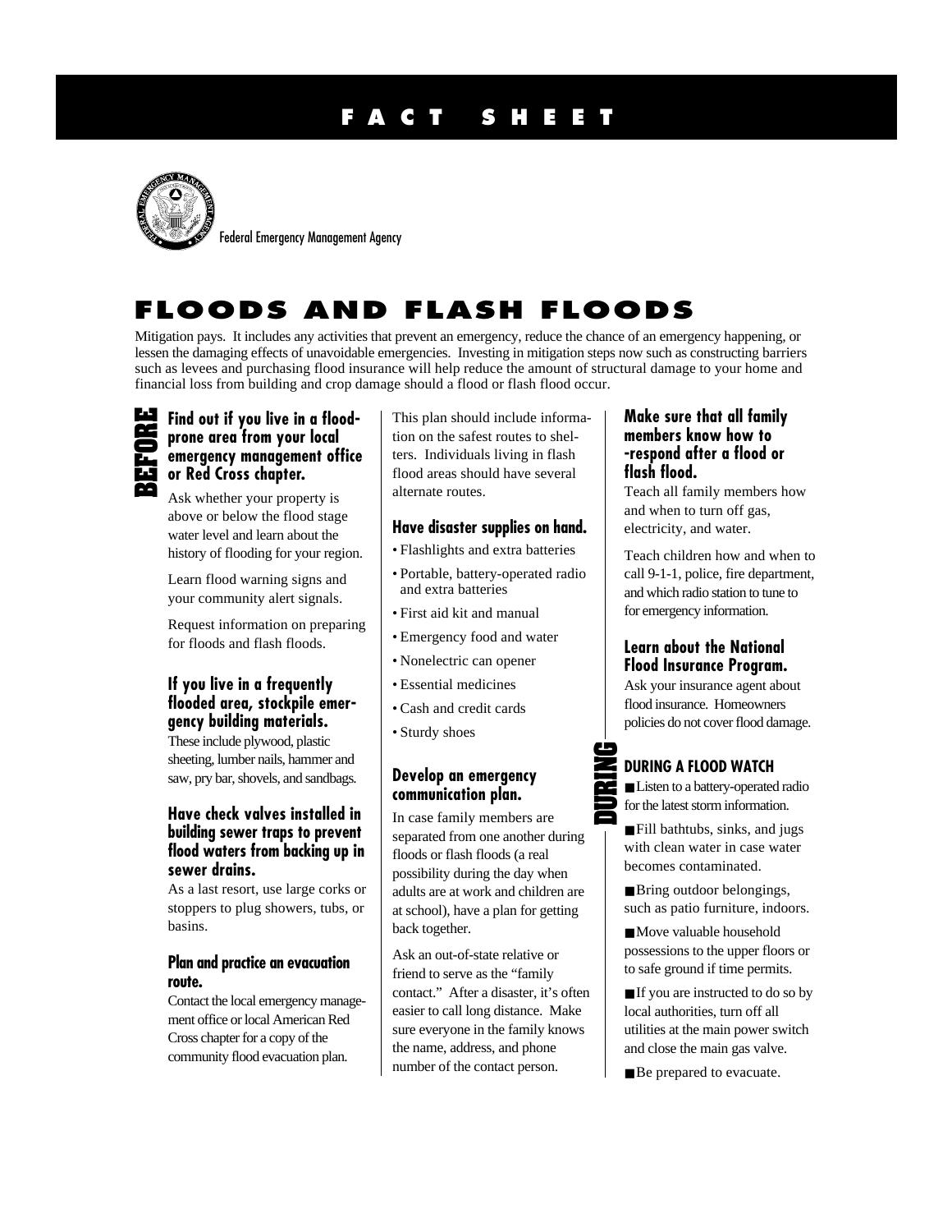# FACT SHEET

Federal Emergency Management Agency

## FLOODS AND FLASH FLOODS

Mitigation pays. It includes any activities that prevent an emergency, reduce the chance of an emergency happening, or lessen the damaging effects of unavoidable emergencies. Investing in mitigation steps now such as constructing barriers such as levees and purchasing flood insurance will help reduce the amount of structural damage to your home and financial loss from building and crop damage should a flood or flash flood occur.

## BEFORE

### Find out if you live in a flood-prone area from your local emergency management office or Red Cross chapter.

Ask whether your property is above or below the flood stage water level and learn about the history of flooding for your region.

Learn flood warning signs and your community alert signals.

Request information on preparing for floods and flash floods.

### If you live in a frequently flooded area, stockpile emergency building materials.

These include plywood, plastic sheeting, lumber nails, hammer and saw, pry bar, shovels, and sandbags.

### Have check valves installed in building sewer traps to prevent flood waters from backing up in sewer drains.

As a last resort, use large corks or stoppers to plug showers, tubs, or basins.

### Plan and practice an evacuation route.

Contact the local emergency management office or local American Red Cross chapter for a copy of the community flood evacuation plan.

This plan should include information on the safest routes to shelters. Individuals living in flash flood areas should have several alternate routes.

### Have disaster supplies on hand.

- Flashlights and extra batteries
- Portable, battery-operated radio and extra batteries
- First aid kit and manual
- Emergency food and water
- Nonelectric can opener
- Essential medicines
- Cash and credit cards
- Sturdy shoes

### Develop an emergency communication plan.

In case family members are separated from one another during floods or flash floods (a real possibility during the day when adults are at work and children are at school), have a plan for getting back together.

Ask an out-of-state relative or friend to serve as the "family contact." After a disaster, it's often easier to call long distance. Make sure everyone in the family knows the name, address, and phone number of the contact person.

### Make sure that all family members know how to -respond after a flood or flash flood.

Teach all family members how and when to turn off gas, electricity, and water.

Teach children how and when to call 9-1-1, police, fire department, and which radio station to tune to for emergency information.

### Learn about the National Flood Insurance Program.

Ask your insurance agent about flood insurance. Homeowners policies do not cover flood damage.

## DURING

### DURING A FLOOD WATCH

- Listen to a battery-operated radio for the latest storm information.
- Fill bathtubs, sinks, and jugs with clean water in case water becomes contaminated.
- Bring outdoor belongings, such as patio furniture, indoors.
- Move valuable household possessions to the upper floors or to safe ground if time permits.
- If you are instructed to do so by local authorities, turn off all utilities at the main power switch and close the main gas valve.
- Be prepared to evacuate.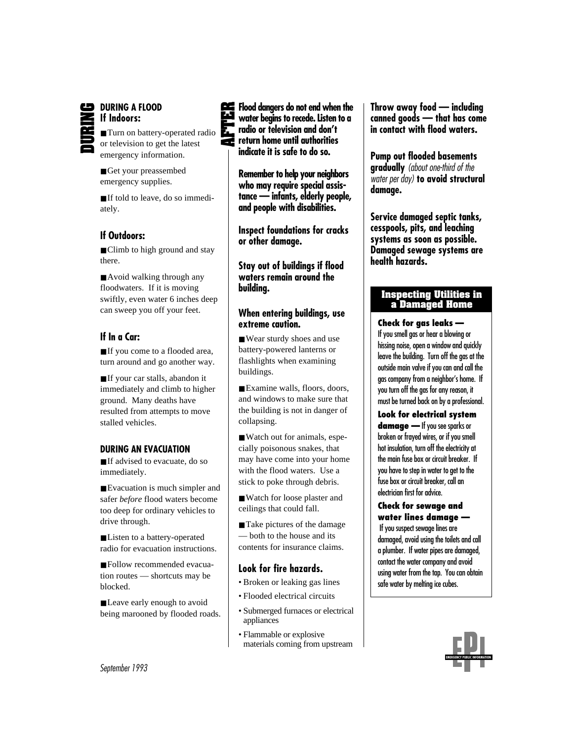# DURING

## DURING A FLOOD

### If Indoors:

- Turn on battery-operated radio or television to get the latest emergency information.
- Get your preassembed emergency supplies.
- If told to leave, do so immediately.

### If Outdoors:

- Climb to high ground and stay there.
- Avoid walking through any floodwaters. If it is moving swiftly, even water 6 inches deep can sweep you off your feet.

### If In a Car:

- If you come to a flooded area, turn around and go another way.
- If your car stalls, abandon it immediately and climb to higher ground. Many deaths have resulted from attempts to move stalled vehicles.

## DURING AN EVACUATION

- If advised to evacuate, do so immediately.
- Evacuation is much simpler and safer *before* flood waters become too deep for ordinary vehicles to drive through.
- Listen to a battery-operated radio for evacuation instructions.
- Follow recommended evacuation routes — shortcuts may be blocked.
- Leave early enough to avoid being marooned by flooded roads.

# AFTER

**Flood dangers do not end when the water begins to recede. Listen to a radio or television and don't return home until authorities indicate it is safe to do so.**

**Remember to help your neighbors who may require special assistance — infants, elderly people, and people with disabilities.**

**Inspect foundations for cracks or other damage.**

**Stay out of buildings if flood waters remain around the building.**

**When entering buildings, use extreme caution.**

- Wear sturdy shoes and use battery-powered lanterns or flashlights when examining buildings.
- Examine walls, floors, doors, and windows to make sure that the building is not in danger of collapsing.
- Watch out for animals, especially poisonous snakes, that may have come into your home with the flood waters. Use a stick to poke through debris.
- Watch for loose plaster and ceilings that could fall.
- Take pictures of the damage — both to the house and its contents for insurance claims.

### Look for fire hazards.

- Broken or leaking gas lines
- Flooded electrical circuits
- Submerged furnaces or electrical appliances
- Flammable or explosive materials coming from upstream

**Throw away food — including canned goods — that has come in contact with flood waters.**

**Pump out flooded basements gradually** *(about one-third of the water per day)* **to avoid structural damage.**

**Service damaged septic tanks, cesspools, pits, and leaching systems as soon as possible. Damaged sewage systems are health hazards.**

### Inspecting Utilities in a Damaged Home

**Check for gas leaks —** If you smell gas or hear a blowing or hissing noise, open a window and quickly leave the building. Turn off the gas at the outside main valve if you can and call the gas company from a neighbor's home. If you turn off the gas for any reason, it must be turned back on by a professional.

**Look for electrical system damage —** If you see sparks or broken or frayed wires, or if you smell hot insulation, turn off the electricity at the main fuse box or circuit breaker. If you have to step in water to get to the fuse box or circuit breaker, call an electrician first for advice.

**Check for sewage and water lines damage —** If you suspect sewage lines are damaged, avoid using the toilets and call a plumber. If water pipes are damaged, contact the water company and avoid using water from the tap. You can obtain safe water by melting ice cubes.

September 1993

EPI EMERGENCY PUBLIC INFORMATION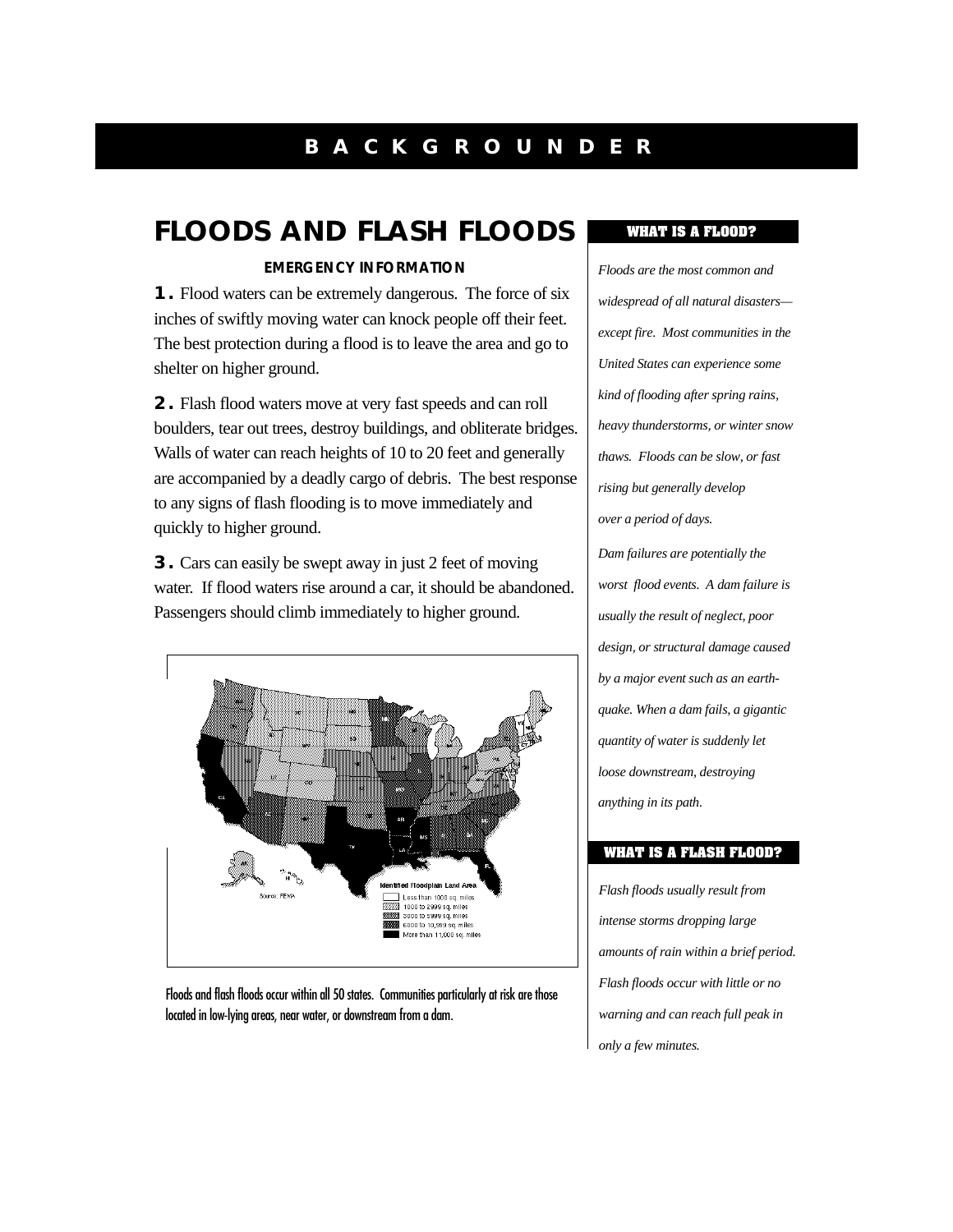**BACKGROUNDER**

# FLOODS AND FLASH FLOODS

**EMERGENCY INFORMATION**

**1.** Flood waters can be extremely dangerous. The force of six inches of swiftly moving water can knock people off their feet. The best protection during a flood is to leave the area and go to shelter on higher ground.

**2.** Flash flood waters move at very fast speeds and can roll boulders, tear out trees, destroy buildings, and obliterate bridges. Walls of water can reach heights of 10 to 20 feet and generally are accompanied by a deadly cargo of debris. The best response to any signs of flash flooding is to move immediately and quickly to higher ground.

**3.** Cars can easily be swept away in just 2 feet of moving water. If flood waters rise around a car, it should be abandoned. Passengers should climb immediately to higher ground.

Floods and flash floods occur within all 50 states. Communities particularly at risk are those located in low-lying areas, near water, or downstream from a dam.

## WHAT IS A FLOOD?

*Floods are the most common and widespread of all natural disasters—except fire. Most communities in the United States can experience some kind of flooding after spring rains, heavy thunderstorms, or winter snow thaws. Floods can be slow, or fast rising but generally develop over a period of days.*

*Dam failures are potentially the worst flood events. A dam failure is usually the result of neglect, poor design, or structural damage caused by a major event such as an earthquake. When a dam fails, a gigantic quantity of water is suddenly let loose downstream, destroying anything in its path.*

## WHAT IS A FLASH FLOOD?

*Flash floods usually result from intense storms dropping large amounts of rain within a brief period. Flash floods occur with little or no warning and can reach full peak in only a few minutes.*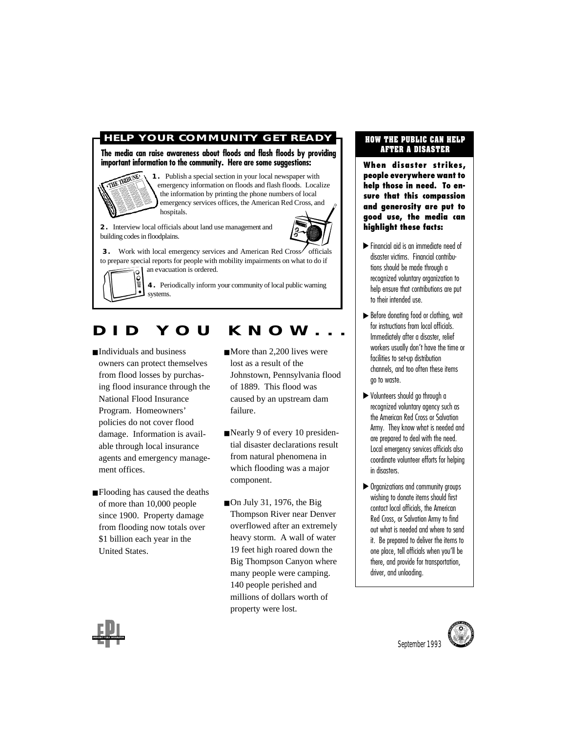## HELP YOUR COMMUNITY GET READY

**The media can raise awareness about floods and flash floods by providing important information to the community. Here are some suggestions:**

**1.** Publish a special section in your local newspaper with emergency information on floods and flash floods. Localize the information by printing the phone numbers of local emergency services offices, the American Red Cross, and hospitals.

**2.** Interview local officials about land use management and building codes in floodplains.

**3.** Work with local emergency services and American Red Cross officials to prepare special reports for people with mobility impairments on what to do if an evacuation is ordered.

**4.** Periodically inform your community of local public warning systems.

## DID YOU KNOW...

- Individuals and business owners can protect themselves from flood losses by purchasing flood insurance through the National Flood Insurance Program. Homeowners' policies do not cover flood damage. Information is available through local insurance agents and emergency management offices.
- Flooding has caused the deaths of more than 10,000 people since 1900. Property damage from flooding now totals over $1 billion each year in the United States.
- More than 2,200 lives were lost as a result of the Johnstown, Pennsylvania flood of 1889. This flood was caused by an upstream dam failure.
- Nearly 9 of every 10 presidential disaster declarations result from natural phenomena in which flooding was a major component.
- On July 31, 1976, the Big Thompson River near Denver overflowed after an extremely heavy storm. A wall of water 19 feet high roared down the Big Thompson Canyon where many people were camping. 140 people perished and millions of dollars worth of property were lost.

## HOW THE PUBLIC CAN HELP AFTER A DISASTER

**When disaster strikes, people everywhere want to help those in need. To ensure that this compassion and generosity are put to good use, the media can highlight these facts:**

- Financial aid is an immediate need of disaster victims. Financial contributions should be made through a recognized voluntary organization to help ensure that contributions are put to their intended use.
- Before donating food or clothing, wait for instructions from local officials. Immediately after a disaster, relief workers usually don't have the time or facilities to set-up distribution channels, and too often these items go to waste.
- Volunteers should go through a recognized voluntary agency such as the American Red Cross or Salvation Army. They know what is needed and are prepared to deal with the need. Local emergency services officials also coordinate volunteer efforts for helping in disasters.
- Organizations and community groups wishing to donate items should first contact local officials, the American Red Cross, or Salvation Army to find out what is needed and where to send it. Be prepared to deliver the items to one place, tell officials when you'll be there, and provide for transportation, driver, and unloading.

September 1993